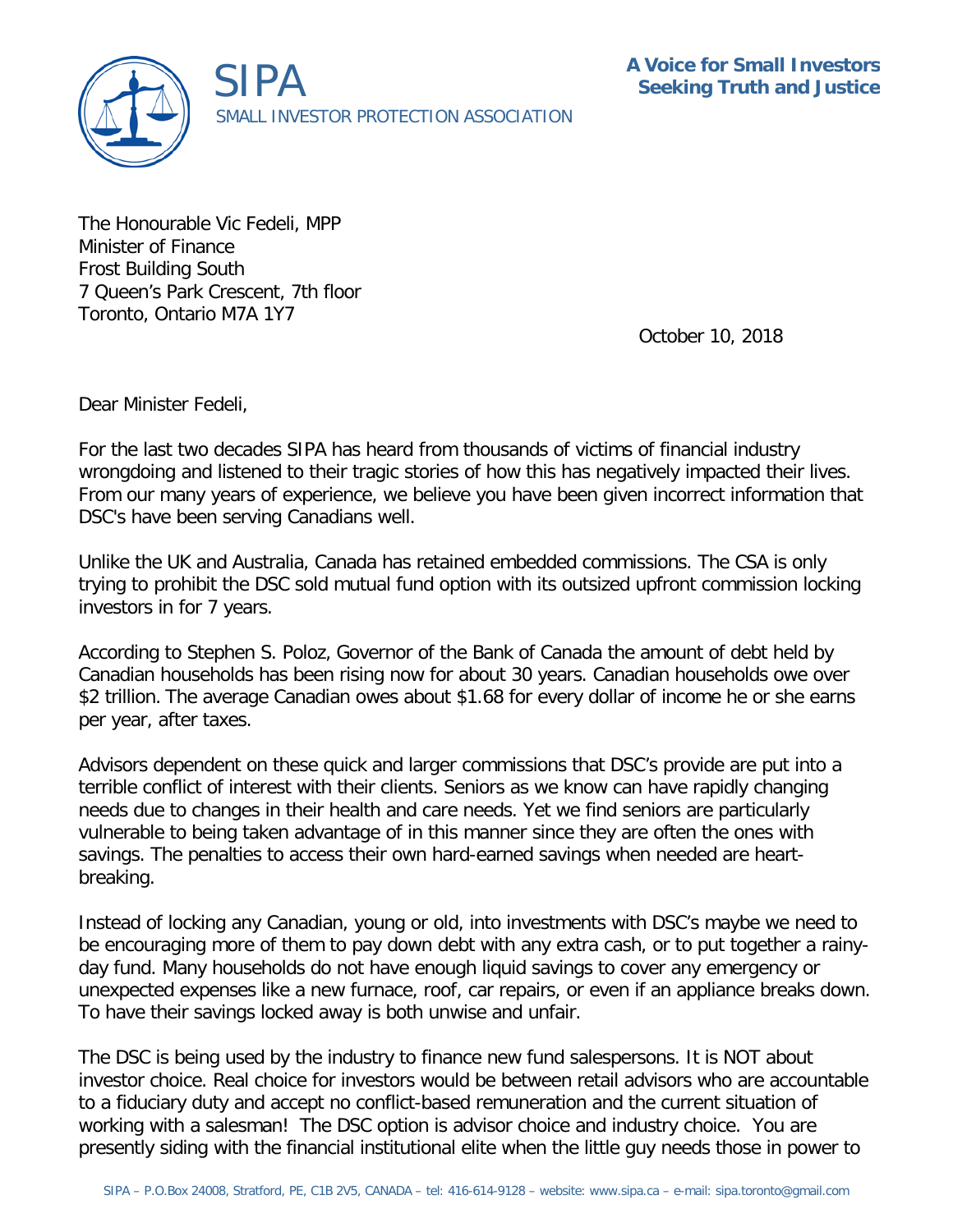# SIPA

SMALL INVESTOR PROTECTION ASSOCIATION

**A Voice for Small Investors Seeking Truth and Justice**

The Honourable Vic Fedeli, MPP
Minister of Finance
Frost Building South
7 Queen's Park Crescent, 7th floor
Toronto, Ontario M7A 1Y7

October 10, 2018

Dear Minister Fedeli,

For the last two decades SIPA has heard from thousands of victims of financial industry wrongdoing and listened to their tragic stories of how this has negatively impacted their lives. From our many years of experience, we believe you have been given incorrect information that DSC's have been serving Canadians well.

Unlike the UK and Australia, Canada has retained embedded commissions. The CSA is only trying to prohibit the DSC sold mutual fund option with its outsized upfront commission locking investors in for 7 years.

According to Stephen S. Poloz, Governor of the Bank of Canada the amount of debt held by Canadian households has been rising now for about 30 years. Canadian households owe over $2 trillion. The average Canadian owes about $1.68 for every dollar of income he or she earns per year, after taxes.

Advisors dependent on these quick and larger commissions that DSC's provide are put into a terrible conflict of interest with their clients. Seniors as we know can have rapidly changing needs due to changes in their health and care needs. Yet we find seniors are particularly vulnerable to being taken advantage of in this manner since they are often the ones with savings. The penalties to access their own hard-earned savings when needed are heart-breaking.

Instead of locking any Canadian, young or old, into investments with DSC's maybe we need to be encouraging more of them to pay down debt with any extra cash, or to put together a rainy-day fund. Many households do not have enough liquid savings to cover any emergency or unexpected expenses like a new furnace, roof, car repairs, or even if an appliance breaks down. To have their savings locked away is both unwise and unfair.

The DSC is being used by the industry to finance new fund salespersons. It is NOT about investor choice. Real choice for investors would be between retail advisors who are accountable to a fiduciary duty and accept no conflict-based remuneration and the current situation of working with a salesman! The DSC option is advisor choice and industry choice. You are presently siding with the financial institutional elite when the little guy needs those in power to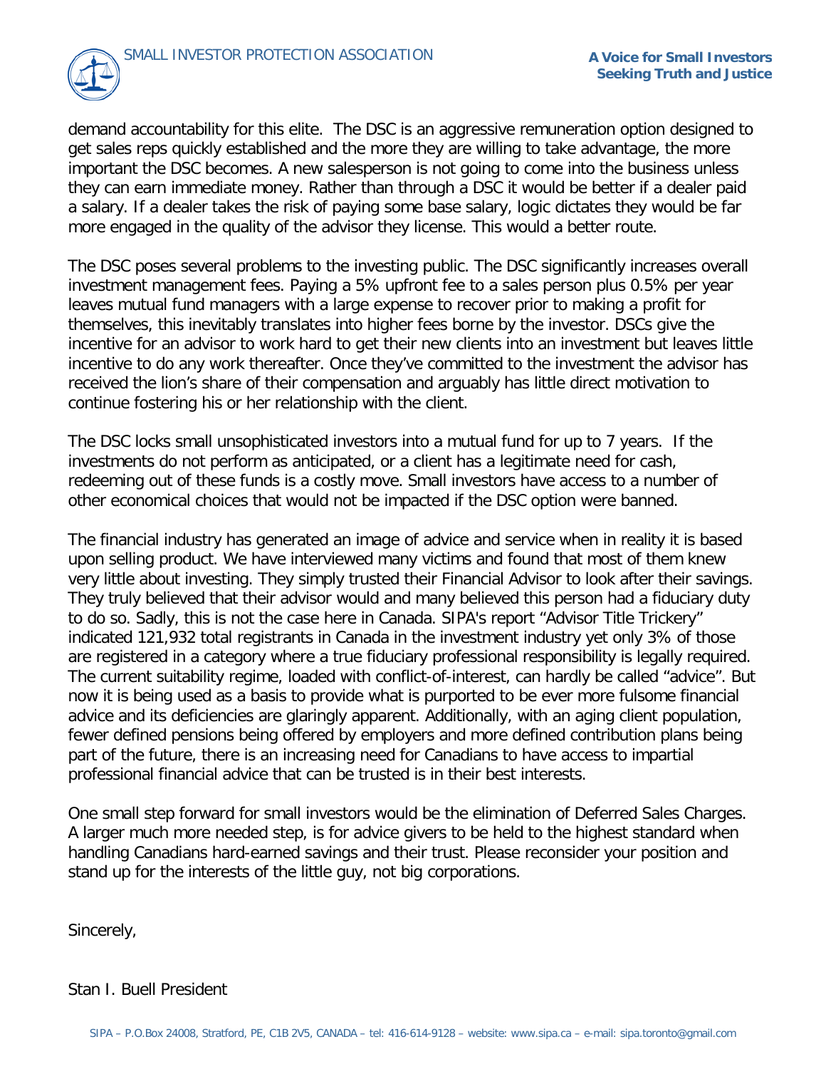demand accountability for this elite. The DSC is an aggressive remuneration option designed to get sales reps quickly established and the more they are willing to take advantage, the more important the DSC becomes. A new salesperson is not going to come into the business unless they can earn immediate money. Rather than through a DSC it would be better if a dealer paid a salary. If a dealer takes the risk of paying some base salary, logic dictates they would be far more engaged in the quality of the advisor they license. This would a better route.

The DSC poses several problems to the investing public. The DSC significantly increases overall investment management fees. Paying a 5% upfront fee to a sales person plus 0.5% per year leaves mutual fund managers with a large expense to recover prior to making a profit for themselves, this inevitably translates into higher fees borne by the investor. DSCs give the incentive for an advisor to work hard to get their new clients into an investment but leaves little incentive to do any work thereafter. Once they've committed to the investment the advisor has received the lion's share of their compensation and arguably has little direct motivation to continue fostering his or her relationship with the client.

The DSC locks small unsophisticated investors into a mutual fund for up to 7 years. If the investments do not perform as anticipated, or a client has a legitimate need for cash, redeeming out of these funds is a costly move. Small investors have access to a number of other economical choices that would not be impacted if the DSC option were banned.

The financial industry has generated an image of advice and service when in reality it is based upon selling product. We have interviewed many victims and found that most of them knew very little about investing. They simply trusted their Financial Advisor to look after their savings. They truly believed that their advisor would and many believed this person had a fiduciary duty to do so. Sadly, this is not the case here in Canada. SIPA's report "Advisor Title Trickery" indicated 121,932 total registrants in Canada in the investment industry yet only 3% of those are registered in a category where a true fiduciary professional responsibility is legally required. The current suitability regime, loaded with conflict-of-interest, can hardly be called "advice". But now it is being used as a basis to provide what is purported to be ever more fulsome financial advice and its deficiencies are glaringly apparent. Additionally, with an aging client population, fewer defined pensions being offered by employers and more defined contribution plans being part of the future, there is an increasing need for Canadians to have access to impartial professional financial advice that can be trusted is in their best interests.

One small step forward for small investors would be the elimination of Deferred Sales Charges. A larger much more needed step, is for advice givers to be held to the highest standard when handling Canadians hard-earned savings and their trust. Please reconsider your position and stand up for the interests of the little guy, not big corporations.

Sincerely,

Stan I. Buell President